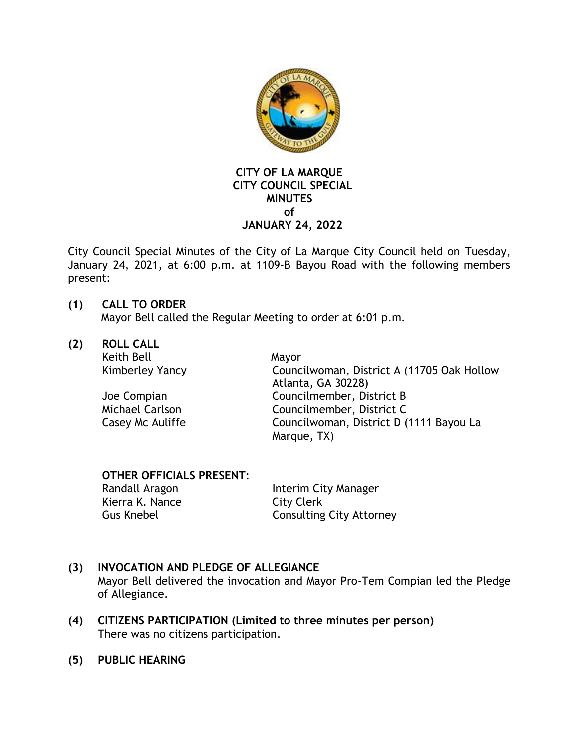**CITY OF LA MARQUE**
**CITY COUNCIL SPECIAL**
**MINUTES**
**of**
**JANUARY 24, 2022**

City Council Special Minutes of the City of La Marque City Council held on Tuesday, January 24, 2021, at 6:00 p.m. at 1109-B Bayou Road with the following members present:

**(1) CALL TO ORDER**
Mayor Bell called the Regular Meeting to order at 6:01 p.m.

**(2) ROLL CALL**

| | |
|---|---|
| Keith Bell | Mayor |
| Kimberley Yancy | Councilwoman, District A (11705 Oak Hollow Atlanta, GA 30228) |
| Joe Compian | Councilmember, District B |
| Michael Carlson | Councilmember, District C |
| Casey Mc Auliffe | Councilwoman, District D (1111 Bayou La Marque, TX) |

**OTHER OFFICIALS PRESENT**:

| | |
|---|---|
| Randall Aragon | Interim City Manager |
| Kierra K. Nance | City Clerk |
| Gus Knebel | Consulting City Attorney |

**(3) INVOCATION AND PLEDGE OF ALLEGIANCE**
Mayor Bell delivered the invocation and Mayor Pro-Tem Compian led the Pledge of Allegiance.

**(4) CITIZENS PARTICIPATION (Limited to three minutes per person)**
There was no citizens participation.

**(5) PUBLIC HEARING**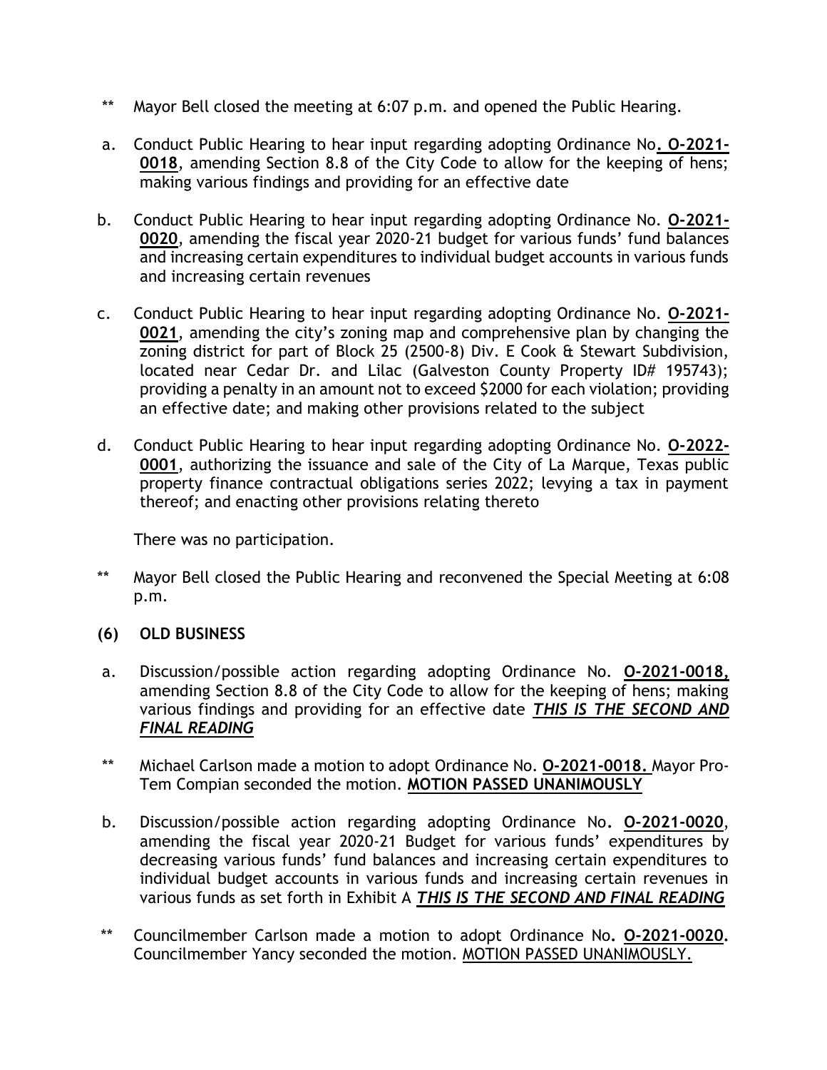** Mayor Bell closed the meeting at 6:07 p.m. and opened the Public Hearing.

a. Conduct Public Hearing to hear input regarding adopting Ordinance No**. O-2021-0018**, amending Section 8.8 of the City Code to allow for the keeping of hens; making various findings and providing for an effective date

b. Conduct Public Hearing to hear input regarding adopting Ordinance No. **O-2021-0020**, amending the fiscal year 2020-21 budget for various funds' fund balances and increasing certain expenditures to individual budget accounts in various funds and increasing certain revenues

c. Conduct Public Hearing to hear input regarding adopting Ordinance No. **O-2021-0021**, amending the city's zoning map and comprehensive plan by changing the zoning district for part of Block 25 (2500-8) Div. E Cook & Stewart Subdivision, located near Cedar Dr. and Lilac (Galveston County Property ID# 195743); providing a penalty in an amount not to exceed $2000 for each violation; providing an effective date; and making other provisions related to the subject

d. Conduct Public Hearing to hear input regarding adopting Ordinance No. **O-2022-0001**, authorizing the issuance and sale of the City of La Marque, Texas public property finance contractual obligations series 2022; levying a tax in payment thereof; and enacting other provisions relating thereto

There was no participation.

** Mayor Bell closed the Public Hearing and reconvened the Special Meeting at 6:08 p.m.

**(6) OLD BUSINESS**

a. Discussion/possible action regarding adopting Ordinance No. **O-2021-0018,** amending Section 8.8 of the City Code to allow for the keeping of hens; making various findings and providing for an effective date ***THIS IS THE SECOND AND FINAL READING***

** Michael Carlson made a motion to adopt Ordinance No. **O-2021-0018.** Mayor Pro-Tem Compian seconded the motion. **MOTION PASSED UNANIMOUSLY**

b. Discussion/possible action regarding adopting Ordinance No**. O-2021-0020**, amending the fiscal year 2020-21 Budget for various funds' expenditures by decreasing various funds' fund balances and increasing certain expenditures to individual budget accounts in various funds and increasing certain revenues in various funds as set forth in Exhibit A ***THIS IS THE SECOND AND FINAL READING***

** Councilmember Carlson made a motion to adopt Ordinance No**. O-2021-0020.** Councilmember Yancy seconded the motion. MOTION PASSED UNANIMOUSLY.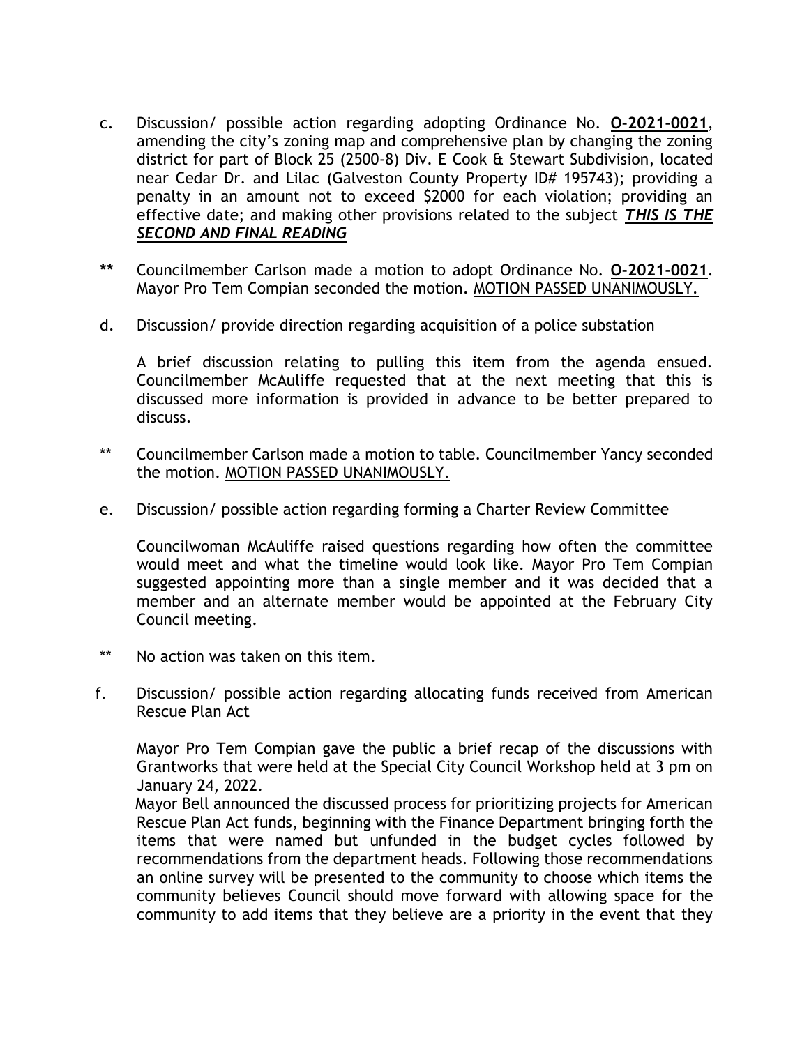c. Discussion/ possible action regarding adopting Ordinance No. **O-2021-0021**, amending the city's zoning map and comprehensive plan by changing the zoning district for part of Block 25 (2500-8) Div. E Cook & Stewart Subdivision, located near Cedar Dr. and Lilac (Galveston County Property ID# 195743); providing a penalty in an amount not to exceed $2000 for each violation; providing an effective date; and making other provisions related to the subject ***THIS IS THE SECOND AND FINAL READING***

**\*\*** Councilmember Carlson made a motion to adopt Ordinance No. **O-2021-0021**. Mayor Pro Tem Compian seconded the motion. MOTION PASSED UNANIMOUSLY.

d. Discussion/ provide direction regarding acquisition of a police substation

A brief discussion relating to pulling this item from the agenda ensued. Councilmember McAuliffe requested that at the next meeting that this is discussed more information is provided in advance to be better prepared to discuss.

\*\* Councilmember Carlson made a motion to table. Councilmember Yancy seconded the motion. MOTION PASSED UNANIMOUSLY.

e. Discussion/ possible action regarding forming a Charter Review Committee

Councilwoman McAuliffe raised questions regarding how often the committee would meet and what the timeline would look like. Mayor Pro Tem Compian suggested appointing more than a single member and it was decided that a member and an alternate member would be appointed at the February City Council meeting.

\*\* No action was taken on this item.

f. Discussion/ possible action regarding allocating funds received from American Rescue Plan Act

Mayor Pro Tem Compian gave the public a brief recap of the discussions with Grantworks that were held at the Special City Council Workshop held at 3 pm on January 24, 2022.

Mayor Bell announced the discussed process for prioritizing projects for American Rescue Plan Act funds, beginning with the Finance Department bringing forth the items that were named but unfunded in the budget cycles followed by recommendations from the department heads. Following those recommendations an online survey will be presented to the community to choose which items the community believes Council should move forward with allowing space for the community to add items that they believe are a priority in the event that they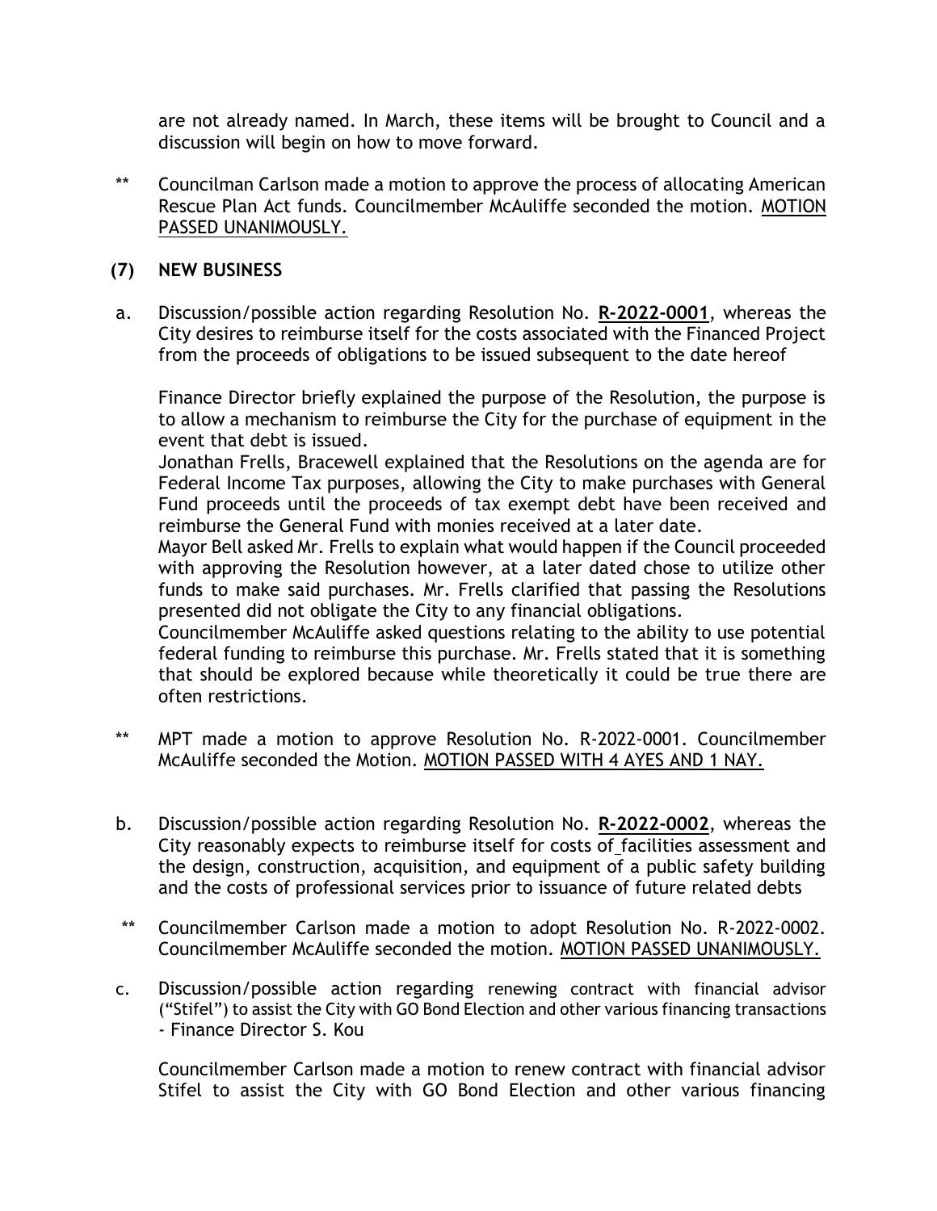are not already named. In March, these items will be brought to Council and a discussion will begin on how to move forward.

** Councilman Carlson made a motion to approve the process of allocating American Rescue Plan Act funds. Councilmember McAuliffe seconded the motion. MOTION PASSED UNANIMOUSLY.

## (7) NEW BUSINESS

a. Discussion/possible action regarding Resolution No. **R-2022-0001**, whereas the City desires to reimburse itself for the costs associated with the Financed Project from the proceeds of obligations to be issued subsequent to the date hereof

Finance Director briefly explained the purpose of the Resolution, the purpose is to allow a mechanism to reimburse the City for the purchase of equipment in the event that debt is issued.

Jonathan Frells, Bracewell explained that the Resolutions on the agenda are for Federal Income Tax purposes, allowing the City to make purchases with General Fund proceeds until the proceeds of tax exempt debt have been received and reimburse the General Fund with monies received at a later date.

Mayor Bell asked Mr. Frells to explain what would happen if the Council proceeded with approving the Resolution however, at a later dated chose to utilize other funds to make said purchases. Mr. Frells clarified that passing the Resolutions presented did not obligate the City to any financial obligations.

Councilmember McAuliffe asked questions relating to the ability to use potential federal funding to reimburse this purchase. Mr. Frells stated that it is something that should be explored because while theoretically it could be true there are often restrictions.

** MPT made a motion to approve Resolution No. R-2022-0001. Councilmember McAuliffe seconded the Motion. MOTION PASSED WITH 4 AYES AND 1 NAY.

b. Discussion/possible action regarding Resolution No. **R-2022-0002**, whereas the City reasonably expects to reimburse itself for costs of facilities assessment and the design, construction, acquisition, and equipment of a public safety building and the costs of professional services prior to issuance of future related debts

** Councilmember Carlson made a motion to adopt Resolution No. R-2022-0002. Councilmember McAuliffe seconded the motion. MOTION PASSED UNANIMOUSLY.

c. Discussion/possible action regarding renewing contract with financial advisor ("Stifel") to assist the City with GO Bond Election and other various financing transactions - Finance Director S. Kou

Councilmember Carlson made a motion to renew contract with financial advisor Stifel to assist the City with GO Bond Election and other various financing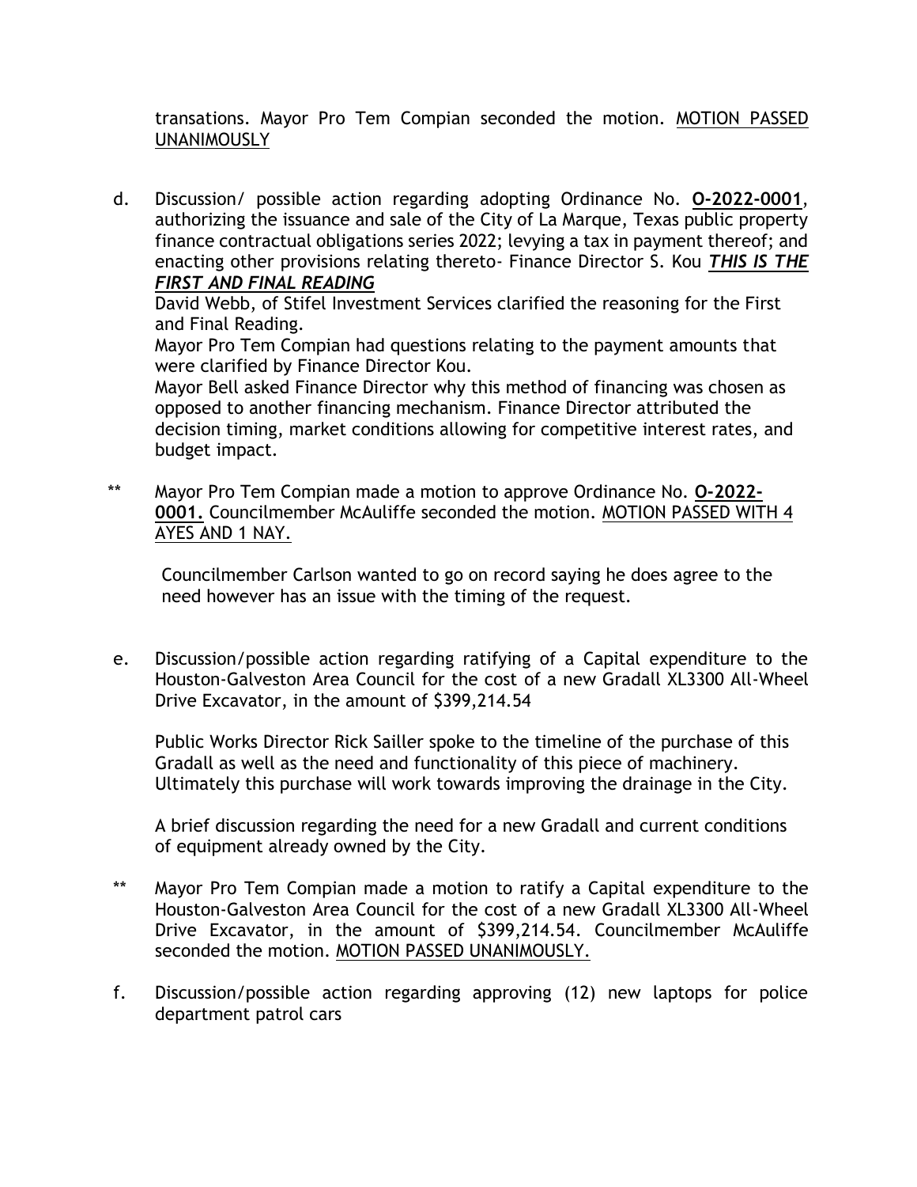transations. Mayor Pro Tem Compian seconded the motion. MOTION PASSED UNANIMOUSLY

d. Discussion/ possible action regarding adopting Ordinance No. **O-2022-0001**, authorizing the issuance and sale of the City of La Marque, Texas public property finance contractual obligations series 2022; levying a tax in payment thereof; and enacting other provisions relating thereto- Finance Director S. Kou ***THIS IS THE FIRST AND FINAL READING***

   David Webb, of Stifel Investment Services clarified the reasoning for the First and Final Reading.

   Mayor Pro Tem Compian had questions relating to the payment amounts that were clarified by Finance Director Kou.

   Mayor Bell asked Finance Director why this method of financing was chosen as opposed to another financing mechanism. Finance Director attributed the decision timing, market conditions allowing for competitive interest rates, and budget impact.

** Mayor Pro Tem Compian made a motion to approve Ordinance No. **O-2022-0001.** Councilmember McAuliffe seconded the motion. MOTION PASSED WITH 4 AYES AND 1 NAY.

   Councilmember Carlson wanted to go on record saying he does agree to the need however has an issue with the timing of the request.

e. Discussion/possible action regarding ratifying of a Capital expenditure to the Houston-Galveston Area Council for the cost of a new Gradall XL3300 All-Wheel Drive Excavator, in the amount of $399,214.54

   Public Works Director Rick Sailler spoke to the timeline of the purchase of this Gradall as well as the need and functionality of this piece of machinery. Ultimately this purchase will work towards improving the drainage in the City.

   A brief discussion regarding the need for a new Gradall and current conditions of equipment already owned by the City.

** Mayor Pro Tem Compian made a motion to ratify a Capital expenditure to the Houston-Galveston Area Council for the cost of a new Gradall XL3300 All-Wheel Drive Excavator, in the amount of $399,214.54. Councilmember McAuliffe seconded the motion. MOTION PASSED UNANIMOUSLY.

f. Discussion/possible action regarding approving (12) new laptops for police department patrol cars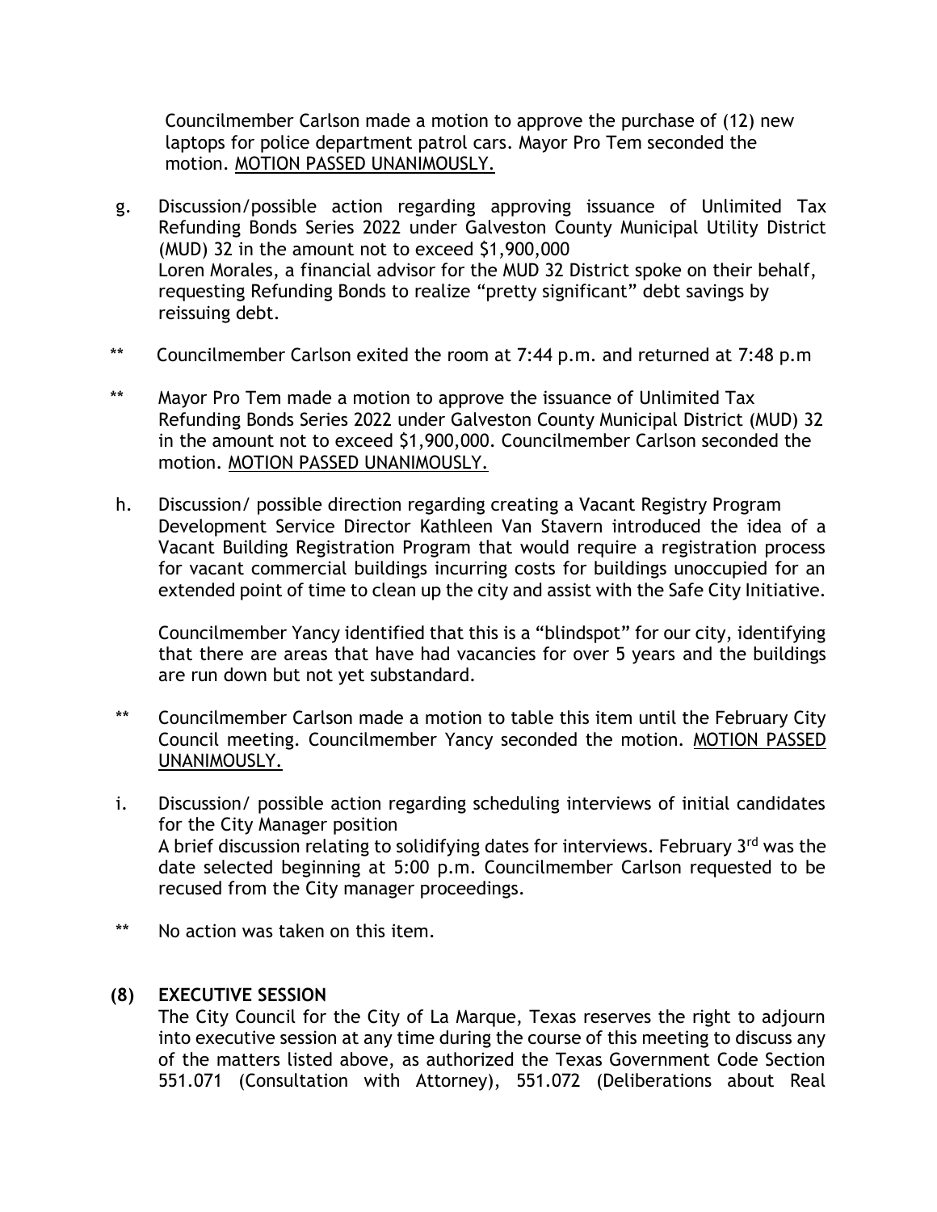Councilmember Carlson made a motion to approve the purchase of (12) new laptops for police department patrol cars. Mayor Pro Tem seconded the motion. MOTION PASSED UNANIMOUSLY.

g. Discussion/possible action regarding approving issuance of Unlimited Tax Refunding Bonds Series 2022 under Galveston County Municipal Utility District (MUD) 32 in the amount not to exceed $1,900,000
Loren Morales, a financial advisor for the MUD 32 District spoke on their behalf, requesting Refunding Bonds to realize "pretty significant" debt savings by reissuing debt.

** Councilmember Carlson exited the room at 7:44 p.m. and returned at 7:48 p.m

** Mayor Pro Tem made a motion to approve the issuance of Unlimited Tax Refunding Bonds Series 2022 under Galveston County Municipal District (MUD) 32 in the amount not to exceed $1,900,000. Councilmember Carlson seconded the motion. MOTION PASSED UNANIMOUSLY.

h. Discussion/ possible direction regarding creating a Vacant Registry Program
Development Service Director Kathleen Van Stavern introduced the idea of a Vacant Building Registration Program that would require a registration process for vacant commercial buildings incurring costs for buildings unoccupied for an extended point of time to clean up the city and assist with the Safe City Initiative.

Councilmember Yancy identified that this is a "blindspot" for our city, identifying that there are areas that have had vacancies for over 5 years and the buildings are run down but not yet substandard.

** Councilmember Carlson made a motion to table this item until the February City Council meeting. Councilmember Yancy seconded the motion. MOTION PASSED UNANIMOUSLY.

i. Discussion/ possible action regarding scheduling interviews of initial candidates for the City Manager position
A brief discussion relating to solidifying dates for interviews. February 3rd was the date selected beginning at 5:00 p.m. Councilmember Carlson requested to be recused from the City manager proceedings.

** No action was taken on this item.

## (8) EXECUTIVE SESSION

The City Council for the City of La Marque, Texas reserves the right to adjourn into executive session at any time during the course of this meeting to discuss any of the matters listed above, as authorized the Texas Government Code Section 551.071 (Consultation with Attorney), 551.072 (Deliberations about Real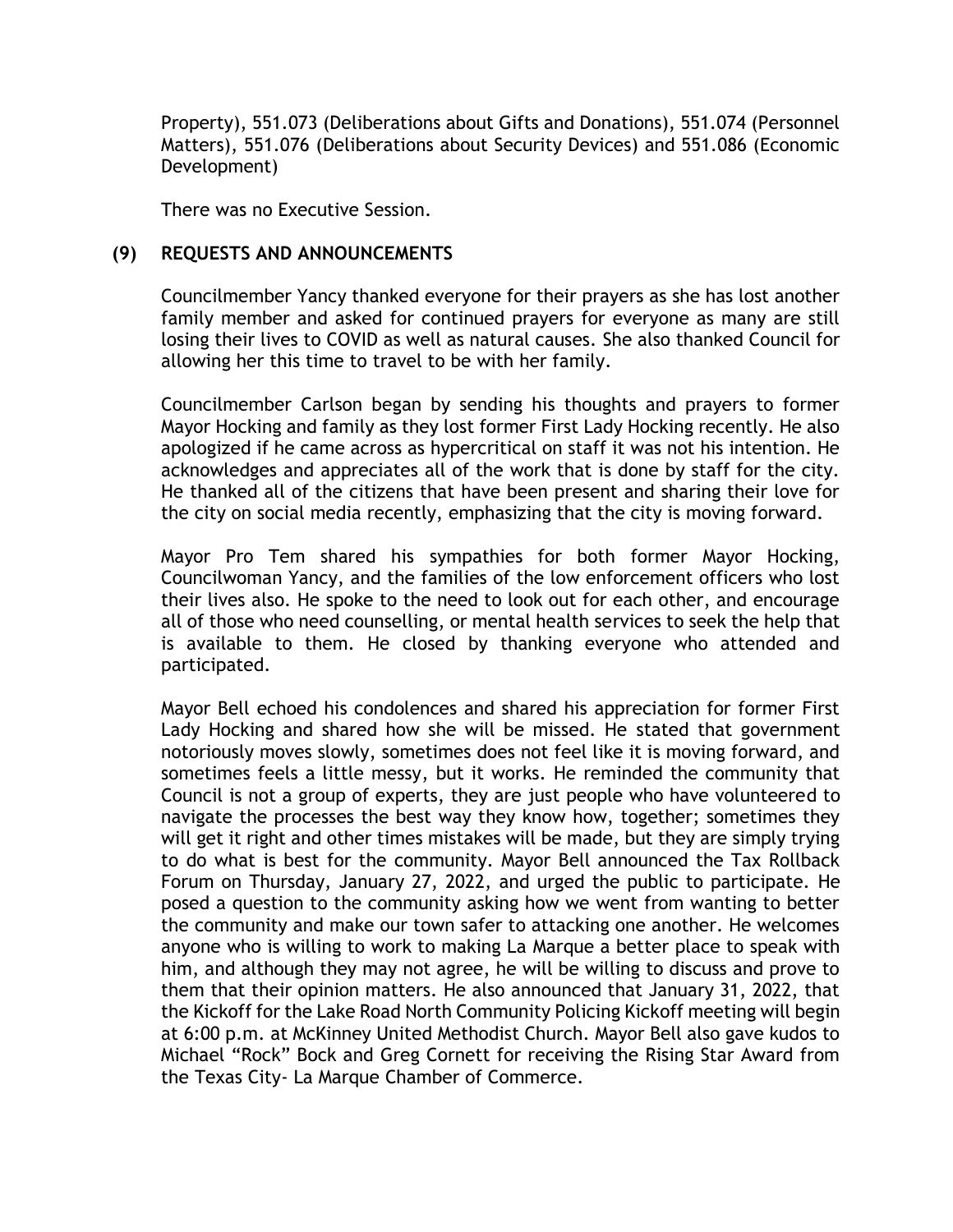Property), 551.073 (Deliberations about Gifts and Donations), 551.074 (Personnel Matters), 551.076 (Deliberations about Security Devices) and 551.086 (Economic Development)

There was no Executive Session.

**(9) REQUESTS AND ANNOUNCEMENTS**

Councilmember Yancy thanked everyone for their prayers as she has lost another family member and asked for continued prayers for everyone as many are still losing their lives to COVID as well as natural causes. She also thanked Council for allowing her this time to travel to be with her family.

Councilmember Carlson began by sending his thoughts and prayers to former Mayor Hocking and family as they lost former First Lady Hocking recently. He also apologized if he came across as hypercritical on staff it was not his intention. He acknowledges and appreciates all of the work that is done by staff for the city. He thanked all of the citizens that have been present and sharing their love for the city on social media recently, emphasizing that the city is moving forward.

Mayor Pro Tem shared his sympathies for both former Mayor Hocking, Councilwoman Yancy, and the families of the low enforcement officers who lost their lives also. He spoke to the need to look out for each other, and encourage all of those who need counselling, or mental health services to seek the help that is available to them. He closed by thanking everyone who attended and participated.

Mayor Bell echoed his condolences and shared his appreciation for former First Lady Hocking and shared how she will be missed. He stated that government notoriously moves slowly, sometimes does not feel like it is moving forward, and sometimes feels a little messy, but it works. He reminded the community that Council is not a group of experts, they are just people who have volunteered to navigate the processes the best way they know how, together; sometimes they will get it right and other times mistakes will be made, but they are simply trying to do what is best for the community. Mayor Bell announced the Tax Rollback Forum on Thursday, January 27, 2022, and urged the public to participate. He posed a question to the community asking how we went from wanting to better the community and make our town safer to attacking one another. He welcomes anyone who is willing to work to making La Marque a better place to speak with him, and although they may not agree, he will be willing to discuss and prove to them that their opinion matters. He also announced that January 31, 2022, that the Kickoff for the Lake Road North Community Policing Kickoff meeting will begin at 6:00 p.m. at McKinney United Methodist Church. Mayor Bell also gave kudos to Michael "Rock" Bock and Greg Cornett for receiving the Rising Star Award from the Texas City- La Marque Chamber of Commerce.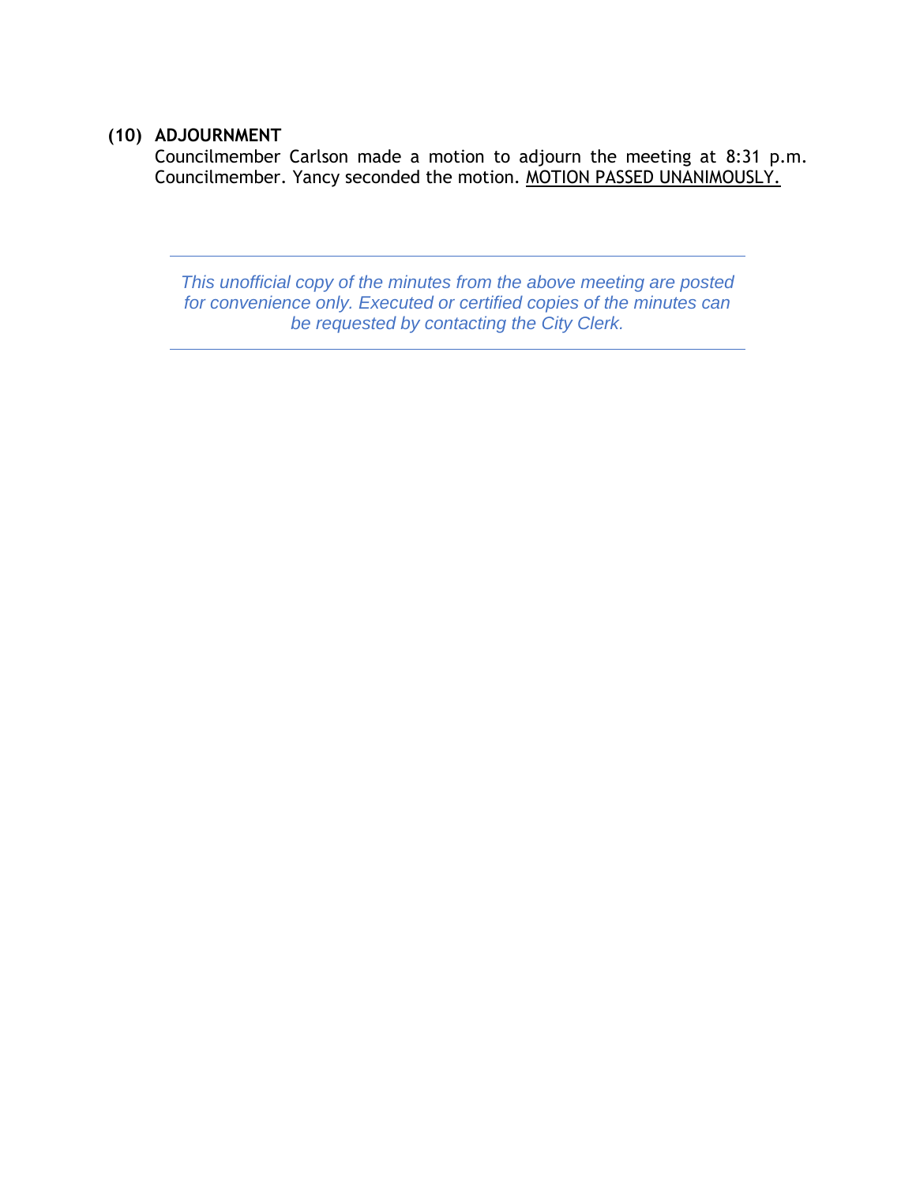### (10) ADJOURNMENT

Councilmember Carlson made a motion to adjourn the meeting at 8:31 p.m. Councilmember. Yancy seconded the motion. MOTION PASSED UNANIMOUSLY.

---

*This unofficial copy of the minutes from the above meeting are posted for convenience only. Executed or certified copies of the minutes can be requested by contacting the City Clerk.*

---